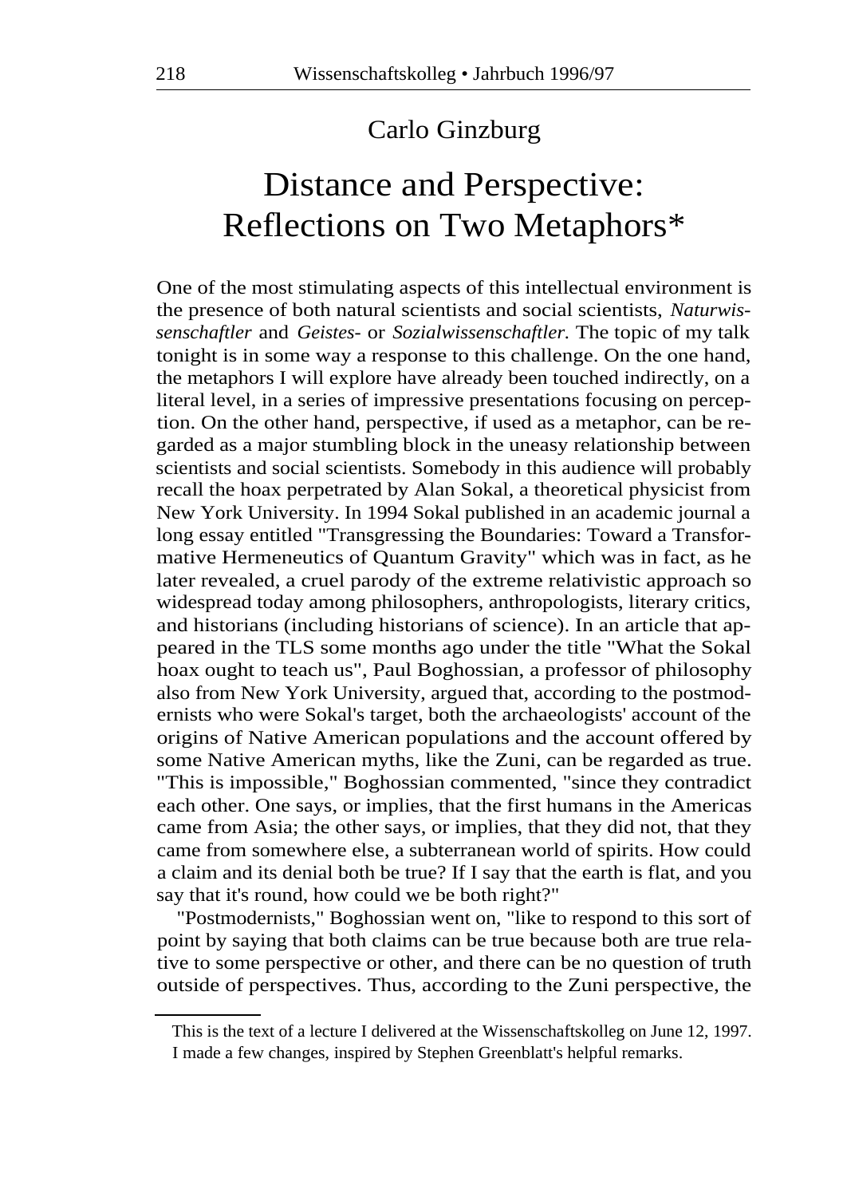## Carlo Ginzburg

# Distance and Perspective: Reflections on Two Metaphors*

One of the most stimulating aspects of this intellectual environment is the presence of both natural scientists and social scientists, *Naturwissenschaftler* and *Geistes-* or *Sozialwissenschaftler.* The topic of my talk tonight is in some way a response to this challenge. On the one hand, the metaphors I will explore have already been touched indirectly, on a literal level, in a series of impressive presentations focusing on perception. On the other hand, perspective, if used as a metaphor, can be regarded as a major stumbling block in the uneasy relationship between scientists and social scientists. Somebody in this audience will probably recall the hoax perpetrated by Alan Sokal, a theoretical physicist from New York University. In 1994 Sokal published in an academic journal a long essay entitled "Transgressing the Boundaries: Toward a Transformative Hermeneutics of Quantum Gravity" which was in fact, as he later revealed, a cruel parody of the extreme relativistic approach so widespread today among philosophers, anthropologists, literary critics, and historians (including historians of science). In an article that appeared in the TLS some months ago under the title "What the Sokal hoax ought to teach us", Paul Boghossian, a professor of philosophy also from New York University, argued that, according to the postmodernists who were Sokal's target, both the archaeologists' account of the origins of Native American populations and the account offered by some Native American myths, like the Zuni, can be regarded as true. "This is impossible," Boghossian commented, "since they contradict each other. One says, or implies, that the first humans in the Americas came from Asia; the other says, or implies, that they did not, that they came from somewhere else, a subterranean world of spirits. How could a claim and its denial both be true? If I say that the earth is flat, and you say that it's round, how could we be both right?"

"Postmodernists," Boghossian went on, "like to respond to this sort of point by saying that both claims can be true because both are true relative to some perspective or other, and there can be no question of truth outside of perspectives. Thus, according to the Zuni perspective, the

---

*This is the text of a lecture I delivered at the Wissenschaftskolleg on June 12, 1997. I made a few changes, inspired by Stephen Greenblatt's helpful remarks.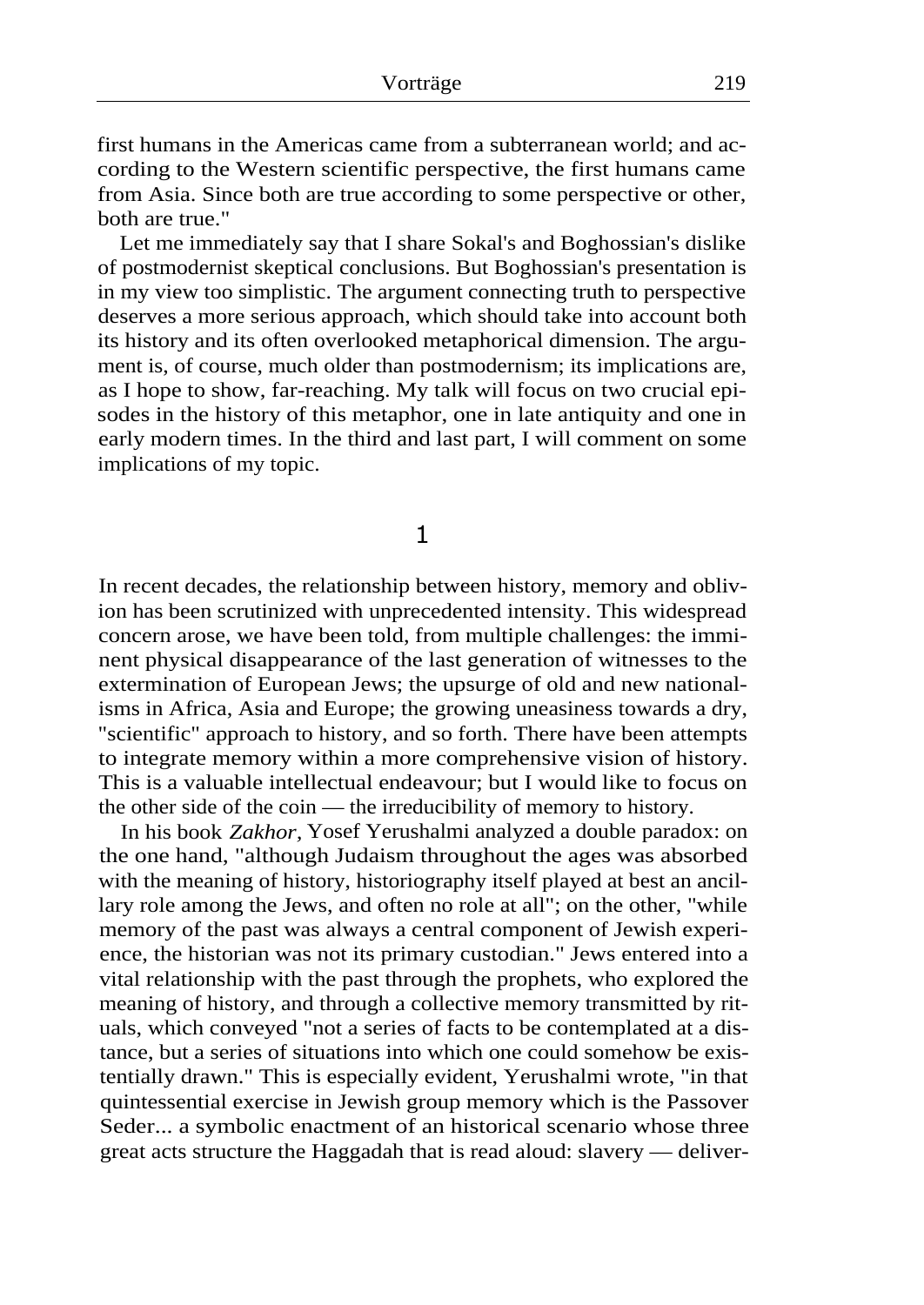first humans in the Americas came from a subterranean world; and according to the Western scientific perspective, the first humans came from Asia. Since both are true according to some perspective or other, both are true."

Let me immediately say that I share Sokal's and Boghossian's dislike of postmodernist skeptical conclusions. But Boghossian's presentation is in my view too simplistic. The argument connecting truth to perspective deserves a more serious approach, which should take into account both its history and its often overlooked metaphorical dimension. The argument is, of course, much older than postmodernism; its implications are, as I hope to show, far-reaching. My talk will focus on two crucial episodes in the history of this metaphor, one in late antiquity and one in early modern times. In the third and last part, I will comment on some implications of my topic.

## 1

In recent decades, the relationship between history, memory and oblivion has been scrutinized with unprecedented intensity. This widespread concern arose, we have been told, from multiple challenges: the imminent physical disappearance of the last generation of witnesses to the extermination of European Jews; the upsurge of old and new nationalisms in Africa, Asia and Europe; the growing uneasiness towards a dry, "scientific" approach to history, and so forth. There have been attempts to integrate memory within a more comprehensive vision of history. This is a valuable intellectual endeavour; but I would like to focus on the other side of the coin — the irreducibility of memory to history.

In his book *Zakhor*, Yosef Yerushalmi analyzed a double paradox: on the one hand, "although Judaism throughout the ages was absorbed with the meaning of history, historiography itself played at best an ancillary role among the Jews, and often no role at all"; on the other, "while memory of the past was always a central component of Jewish experience, the historian was not its primary custodian." Jews entered into a vital relationship with the past through the prophets, who explored the meaning of history, and through a collective memory transmitted by rituals, which conveyed "not a series of facts to be contemplated at a distance, but a series of situations into which one could somehow be existentially drawn." This is especially evident, Yerushalmi wrote, "in that quintessential exercise in Jewish group memory which is the Passover Seder... a symbolic enactment of an historical scenario whose three great acts structure the Haggadah that is read aloud: slavery — deliver-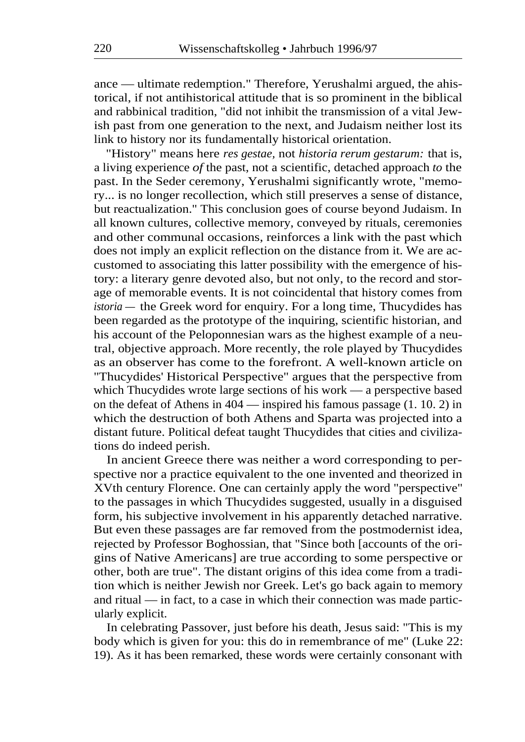ance — ultimate redemption." Therefore, Yerushalmi argued, the ahistorical, if not antihistorical attitude that is so prominent in the biblical and rabbinical tradition, "did not inhibit the transmission of a vital Jewish past from one generation to the next, and Judaism neither lost its link to history nor its fundamentally historical orientation.

"History" means here *res gestae,* not *historia rerum gestarum:* that is, a living experience *of* the past, not a scientific, detached approach *to* the past. In the Seder ceremony, Yerushalmi significantly wrote, "memory... is no longer recollection, which still preserves a sense of distance, but reactualization." This conclusion goes of course beyond Judaism. In all known cultures, collective memory, conveyed by rituals, ceremonies and other communal occasions, reinforces a link with the past which does not imply an explicit reflection on the distance from it. We are accustomed to associating this latter possibility with the emergence of history: a literary genre devoted also, but not only, to the record and storage of memorable events. It is not coincidental that history comes from *istoria —* the Greek word for enquiry. For a long time, Thucydides has been regarded as the prototype of the inquiring, scientific historian, and his account of the Peloponnesian wars as the highest example of a neutral, objective approach. More recently, the role played by Thucydides as an observer has come to the forefront. A well-known article on "Thucydides' Historical Perspective" argues that the perspective from which Thucydides wrote large sections of his work — a perspective based on the defeat of Athens in 404 — inspired his famous passage (1. 10. 2) in which the destruction of both Athens and Sparta was projected into a distant future. Political defeat taught Thucydides that cities and civilizations do indeed perish.

In ancient Greece there was neither a word corresponding to perspective nor a practice equivalent to the one invented and theorized in XVth century Florence. One can certainly apply the word "perspective" to the passages in which Thucydides suggested, usually in a disguised form, his subjective involvement in his apparently detached narrative. But even these passages are far removed from the postmodernist idea, rejected by Professor Boghossian, that "Since both [accounts of the origins of Native Americans] are true according to some perspective or other, both are true". The distant origins of this idea come from a tradition which is neither Jewish nor Greek. Let's go back again to memory and ritual — in fact, to a case in which their connection was made particularly explicit.

In celebrating Passover, just before his death, Jesus said: "This is my body which is given for you: this do in remembrance of me" (Luke 22: 19). As it has been remarked, these words were certainly consonant with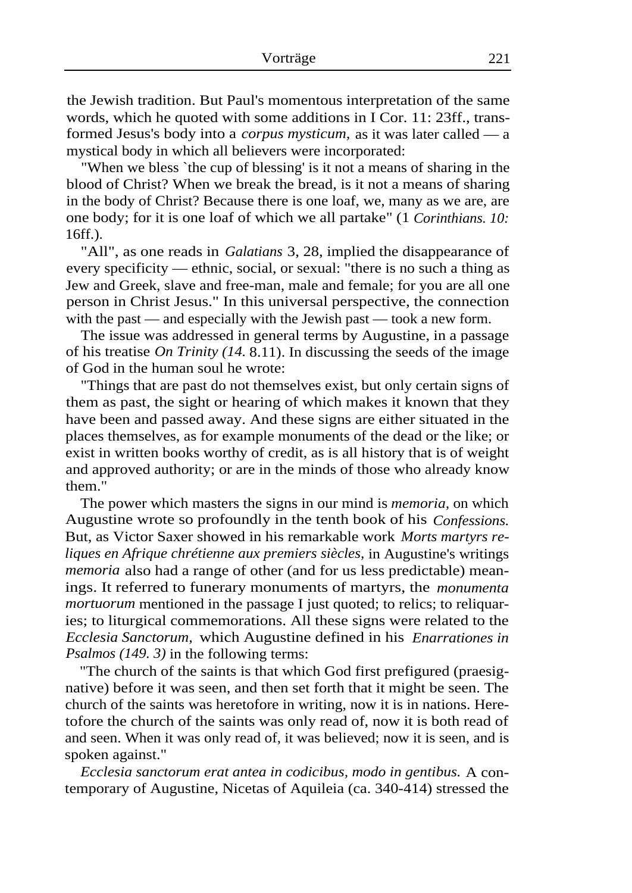the Jewish tradition. But Paul's momentous interpretation of the same words, which he quoted with some additions in I Cor. 11: 23ff., transformed Jesus's body into a *corpus mysticum,* as it was later called — a mystical body in which all believers were incorporated:

"When we bless `the cup of blessing' is it not a means of sharing in the blood of Christ? When we break the bread, is it not a means of sharing in the body of Christ? Because there is one loaf, we, many as we are, are one body; for it is one loaf of which we all partake" (1 *Corinthians. 10:* 16ff.).

"All", as one reads in *Galatians* 3, 28, implied the disappearance of every specificity — ethnic, social, or sexual: "there is no such a thing as Jew and Greek, slave and free-man, male and female; for you are all one person in Christ Jesus." In this universal perspective, the connection with the past — and especially with the Jewish past — took a new form.

The issue was addressed in general terms by Augustine, in a passage of his treatise *On Trinity (14.* 8.11). In discussing the seeds of the image of God in the human soul he wrote:

"Things that are past do not themselves exist, but only certain signs of them as past, the sight or hearing of which makes it known that they have been and passed away. And these signs are either situated in the places themselves, as for example monuments of the dead or the like; or exist in written books worthy of credit, as is all history that is of weight and approved authority; or are in the minds of those who already know them."

The power which masters the signs in our mind is *memoria,* on which Augustine wrote so profoundly in the tenth book of his *Confessions.* But, as Victor Saxer showed in his remarkable work *Morts martyrs reliques en Afrique chrétienne aux premiers siècles,* in Augustine's writings *memoria* also had a range of other (and for us less predictable) meanings. It referred to funerary monuments of martyrs, the *monumenta mortuorum* mentioned in the passage I just quoted; to relics; to reliquaries; to liturgical commemorations. All these signs were related to the *Ecclesia Sanctorum,* which Augustine defined in his *Enarrationes in Psalmos (149. 3)* in the following terms:

"The church of the saints is that which God first prefigured (praesignative) before it was seen, and then set forth that it might be seen. The church of the saints was heretofore in writing, now it is in nations. Heretofore the church of the saints was only read of, now it is both read of and seen. When it was only read of, it was believed; now it is seen, and is spoken against."

*Ecclesia sanctorum erat antea in codicibus, modo in gentibus.* A contemporary of Augustine, Nicetas of Aquileia (ca. 340-414) stressed the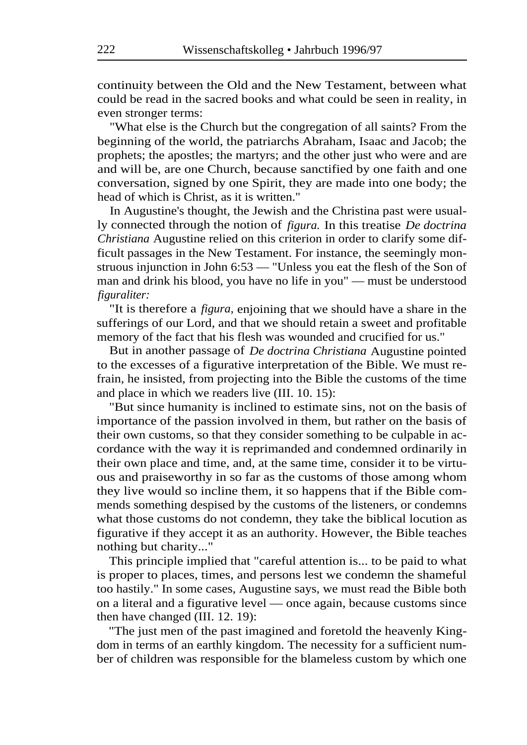continuity between the Old and the New Testament, between what could be read in the sacred books and what could be seen in reality, in even stronger terms:

"What else is the Church but the congregation of all saints? From the beginning of the world, the patriarchs Abraham, Isaac and Jacob; the prophets; the apostles; the martyrs; and the other just who were and are and will be, are one Church, because sanctified by one faith and one conversation, signed by one Spirit, they are made into one body; the head of which is Christ, as it is written."

In Augustine's thought, the Jewish and the Christina past were usually connected through the notion of *figura.* In this treatise *De doctrina Christiana* Augustine relied on this criterion in order to clarify some difficult passages in the New Testament. For instance, the seemingly monstruous injunction in John 6:53 — "Unless you eat the flesh of the Son of man and drink his blood, you have no life in you" — must be understood *figuraliter:*

"It is therefore a *figura,* enjoining that we should have a share in the sufferings of our Lord, and that we should retain a sweet and profitable memory of the fact that his flesh was wounded and crucified for us."

But in another passage of *De doctrina Christiana* Augustine pointed to the excesses of a figurative interpretation of the Bible. We must refrain, he insisted, from projecting into the Bible the customs of the time and place in which we readers live (III. 10. 15):

"But since humanity is inclined to estimate sins, not on the basis of importance of the passion involved in them, but rather on the basis of their own customs, so that they consider something to be culpable in accordance with the way it is reprimanded and condemned ordinarily in their own place and time, and, at the same time, consider it to be virtuous and praiseworthy in so far as the customs of those among whom they live would so incline them, it so happens that if the Bible commends something despised by the customs of the listeners, or condemns what those customs do not condemn, they take the biblical locution as figurative if they accept it as an authority. However, the Bible teaches nothing but charity..."

This principle implied that "careful attention is... to be paid to what is proper to places, times, and persons lest we condemn the shameful too hastily." In some cases, Augustine says, we must read the Bible both on a literal and a figurative level — once again, because customs since then have changed (III. 12. 19):

"The just men of the past imagined and foretold the heavenly Kingdom in terms of an earthly kingdom. The necessity for a sufficient number of children was responsible for the blameless custom by which one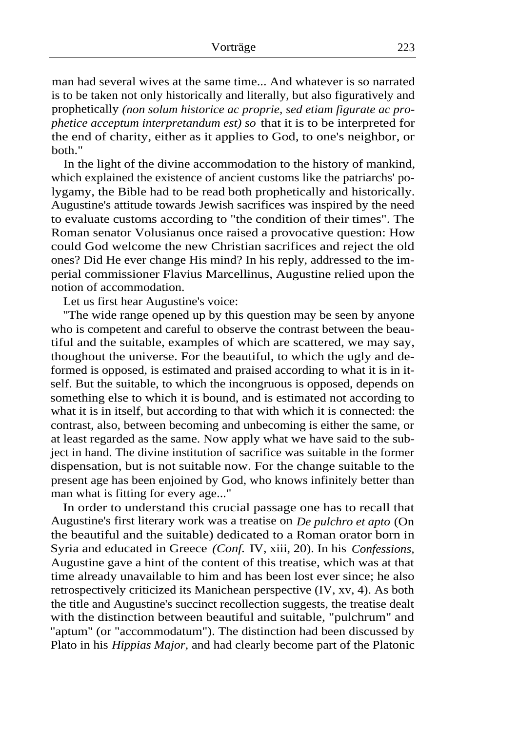man had several wives at the same time... And whatever is so narrated is to be taken not only historically and literally, but also figuratively and prophetically *(non solum historice ac proprie, sed etiam figurate ac prophetice acceptum interpretandum est) so* that it is to be interpreted for the end of charity, either as it applies to God, to one's neighbor, or both."

In the light of the divine accommodation to the history of mankind, which explained the existence of ancient customs like the patriarchs' polygamy, the Bible had to be read both prophetically and historically. Augustine's attitude towards Jewish sacrifices was inspired by the need to evaluate customs according to "the condition of their times". The Roman senator Volusianus once raised a provocative question: How could God welcome the new Christian sacrifices and reject the old ones? Did He ever change His mind? In his reply, addressed to the imperial commissioner Flavius Marcellinus, Augustine relied upon the notion of accommodation.

Let us first hear Augustine's voice:

"The wide range opened up by this question may be seen by anyone who is competent and careful to observe the contrast between the beautiful and the suitable, examples of which are scattered, we may say, thoughout the universe. For the beautiful, to which the ugly and deformed is opposed, is estimated and praised according to what it is in itself. But the suitable, to which the incongruous is opposed, depends on something else to which it is bound, and is estimated not according to what it is in itself, but according to that with which it is connected: the contrast, also, between becoming and unbecoming is either the same, or at least regarded as the same. Now apply what we have said to the subject in hand. The divine institution of sacrifice was suitable in the former dispensation, but is not suitable now. For the change suitable to the present age has been enjoined by God, who knows infinitely better than man what is fitting for every age..."

In order to understand this crucial passage one has to recall that Augustine's first literary work was a treatise on *De pulchro et apto* (On the beautiful and the suitable) dedicated to a Roman orator born in Syria and educated in Greece *(Conf.* IV, xiii, 20). In his *Confessions,* Augustine gave a hint of the content of this treatise, which was at that time already unavailable to him and has been lost ever since; he also retrospectively criticized its Manichean perspective (IV, xv, 4). As both the title and Augustine's succinct recollection suggests, the treatise dealt with the distinction between beautiful and suitable, "pulchrum" and "aptum" (or "accommodatum"). The distinction had been discussed by Plato in his *Hippias Major,* and had clearly become part of the Platonic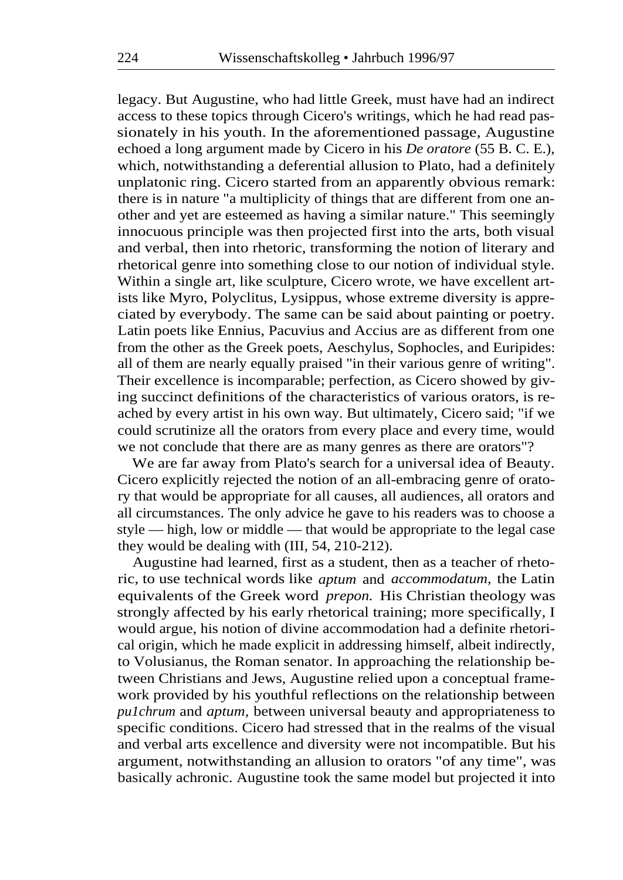legacy. But Augustine, who had little Greek, must have had an indirect access to these topics through Cicero's writings, which he had read passionately in his youth. In the aforementioned passage, Augustine echoed a long argument made by Cicero in his *De oratore* (55 B. C. E.), which, notwithstanding a deferential allusion to Plato, had a definitely unplatonic ring. Cicero started from an apparently obvious remark: there is in nature "a multiplicity of things that are different from one another and yet are esteemed as having a similar nature." This seemingly innocuous principle was then projected first into the arts, both visual and verbal, then into rhetoric, transforming the notion of literary and rhetorical genre into something close to our notion of individual style. Within a single art, like sculpture, Cicero wrote, we have excellent artists like Myro, Polyclitus, Lysippus, whose extreme diversity is appreciated by everybody. The same can be said about painting or poetry. Latin poets like Ennius, Pacuvius and Accius are as different from one from the other as the Greek poets, Aeschylus, Sophocles, and Euripides: all of them are nearly equally praised "in their various genre of writing". Their excellence is incomparable; perfection, as Cicero showed by giving succinct definitions of the characteristics of various orators, is reached by every artist in his own way. But ultimately, Cicero said; "if we could scrutinize all the orators from every place and every time, would we not conclude that there are as many genres as there are orators"?

We are far away from Plato's search for a universal idea of Beauty. Cicero explicitly rejected the notion of an all-embracing genre of oratory that would be appropriate for all causes, all audiences, all orators and all circumstances. The only advice he gave to his readers was to choose a style — high, low or middle — that would be appropriate to the legal case they would be dealing with (III, 54, 210-212).

Augustine had learned, first as a student, then as a teacher of rhetoric, to use technical words like *aptum* and *accommodatum,* the Latin equivalents of the Greek word *prepon.* His Christian theology was strongly affected by his early rhetorical training; more specifically, I would argue, his notion of divine accommodation had a definite rhetorical origin, which he made explicit in addressing himself, albeit indirectly, to Volusianus, the Roman senator. In approaching the relationship between Christians and Jews, Augustine relied upon a conceptual framework provided by his youthful reflections on the relationship between *pulchrum* and *aptum,* between universal beauty and appropriateness to specific conditions. Cicero had stressed that in the realms of the visual and verbal arts excellence and diversity were not incompatible. But his argument, notwithstanding an allusion to orators "of any time", was basically achronic. Augustine took the same model but projected it into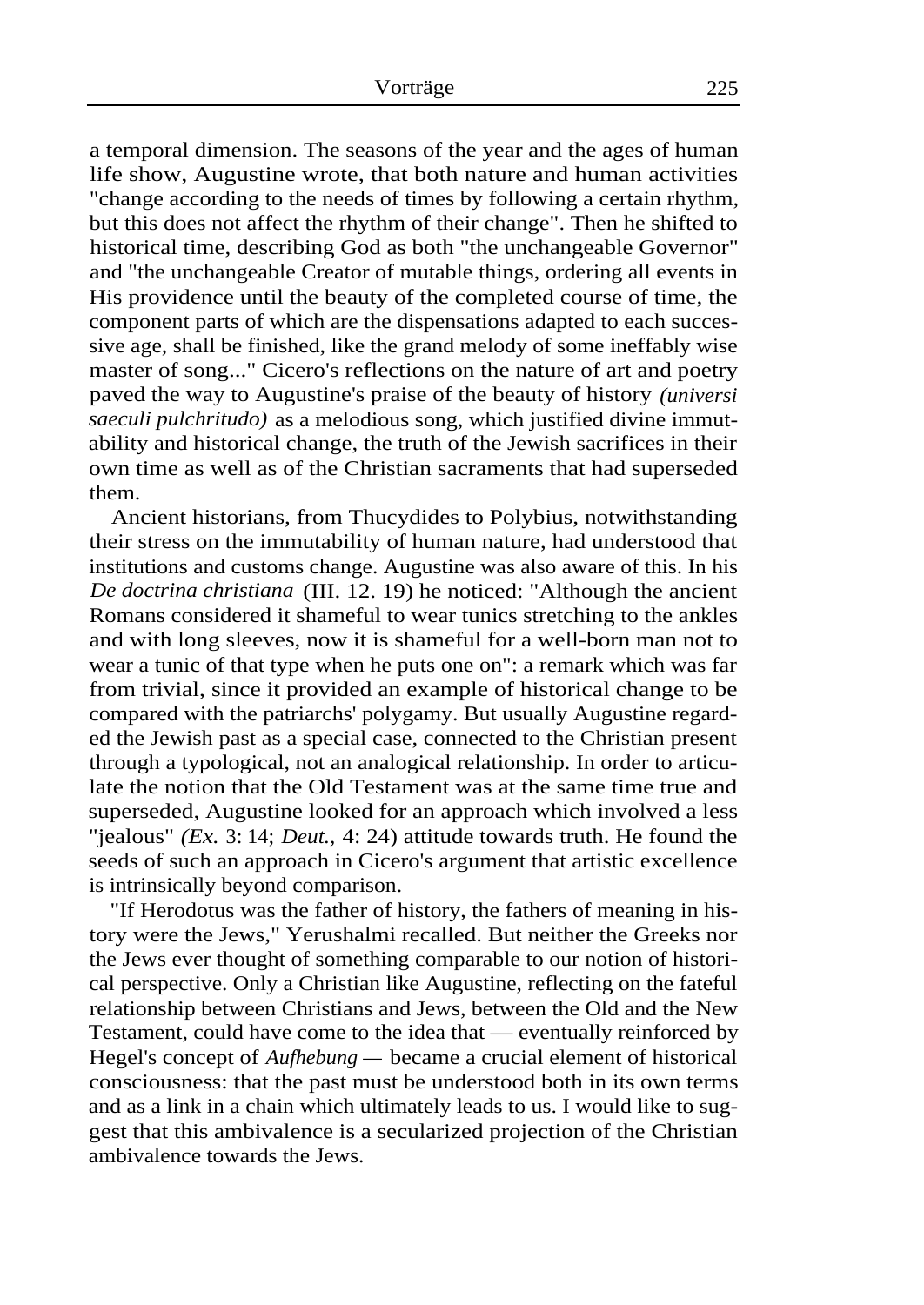a temporal dimension. The seasons of the year and the ages of human life show, Augustine wrote, that both nature and human activities "change according to the needs of times by following a certain rhythm, but this does not affect the rhythm of their change". Then he shifted to historical time, describing God as both "the unchangeable Governor" and "the unchangeable Creator of mutable things, ordering all events in His providence until the beauty of the completed course of time, the component parts of which are the dispensations adapted to each successive age, shall be finished, like the grand melody of some ineffably wise master of song..." Cicero's reflections on the nature of art and poetry paved the way to Augustine's praise of the beauty of history *(universi saeculi pulchritudo)* as a melodious song, which justified divine immutability and historical change, the truth of the Jewish sacrifices in their own time as well as of the Christian sacraments that had superseded them.

Ancient historians, from Thucydides to Polybius, notwithstanding their stress on the immutability of human nature, had understood that institutions and customs change. Augustine was also aware of this. In his *De doctrina christiana* (III. 12. 19) he noticed: "Although the ancient Romans considered it shameful to wear tunics stretching to the ankles and with long sleeves, now it is shameful for a well-born man not to wear a tunic of that type when he puts one on": a remark which was far from trivial, since it provided an example of historical change to be compared with the patriarchs' polygamy. But usually Augustine regarded the Jewish past as a special case, connected to the Christian present through a typological, not an analogical relationship. In order to articulate the notion that the Old Testament was at the same time true and superseded, Augustine looked for an approach which involved a less "jealous" *(Ex.* 3: 14; *Deut.,* 4: 24) attitude towards truth. He found the seeds of such an approach in Cicero's argument that artistic excellence is intrinsically beyond comparison.

"If Herodotus was the father of history, the fathers of meaning in history were the Jews," Yerushalmi recalled. But neither the Greeks nor the Jews ever thought of something comparable to our notion of historical perspective. Only a Christian like Augustine, reflecting on the fateful relationship between Christians and Jews, between the Old and the New Testament, could have come to the idea that — eventually reinforced by Hegel's concept of *Aufhebung —* became a crucial element of historical consciousness: that the past must be understood both in its own terms and as a link in a chain which ultimately leads to us. I would like to suggest that this ambivalence is a secularized projection of the Christian ambivalence towards the Jews.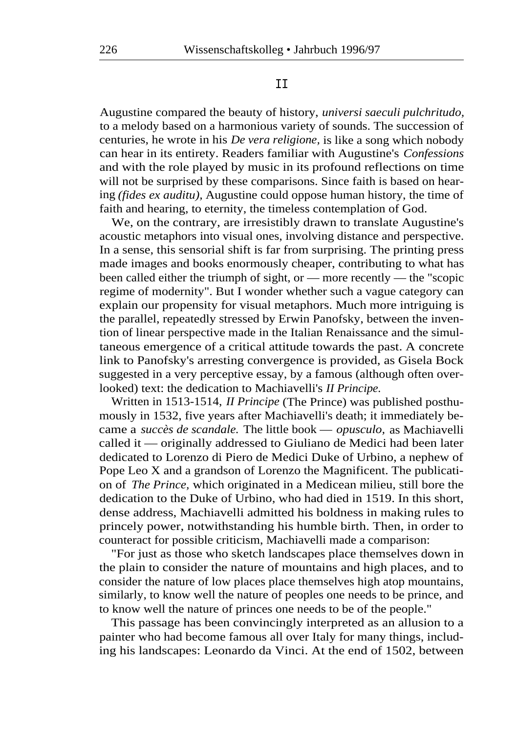## II

Augustine compared the beauty of history, *universi saeculi pulchritudo,* to a melody based on a harmonious variety of sounds. The succession of centuries, he wrote in his *De vera religione,* is like a song which nobody can hear in its entirety. Readers familiar with Augustine's *Confessions* and with the role played by music in its profound reflections on time will not be surprised by these comparisons. Since faith is based on hearing *(fides ex auditu),* Augustine could oppose human history, the time of faith and hearing, to eternity, the timeless contemplation of God.

We, on the contrary, are irresistibly drawn to translate Augustine's acoustic metaphors into visual ones, involving distance and perspective. In a sense, this sensorial shift is far from surprising. The printing press made images and books enormously cheaper, contributing to what has been called either the triumph of sight, or — more recently — the "scopic regime of modernity". But I wonder whether such a vague category can explain our propensity for visual metaphors. Much more intriguing is the parallel, repeatedly stressed by Erwin Panofsky, between the invention of linear perspective made in the Italian Renaissance and the simultaneous emergence of a critical attitude towards the past. A concrete link to Panofsky's arresting convergence is provided, as Gisela Bock suggested in a very perceptive essay, by a famous (although often overlooked) text: the dedication to Machiavelli's *Il Principe.*

Written in 1513-1514, *Il Principe* (The Prince) was published posthumously in 1532, five years after Machiavelli's death; it immediately became a *succès de scandale.* The little book — *opusculo,* as Machiavelli called it — originally addressed to Giuliano de Medici had been later dedicated to Lorenzo di Piero de Medici Duke of Urbino, a nephew of Pope Leo X and a grandson of Lorenzo the Magnificent. The publication of *The Prince,* which originated in a Medicean milieu, still bore the dedication to the Duke of Urbino, who had died in 1519. In this short, dense address, Machiavelli admitted his boldness in making rules to princely power, notwithstanding his humble birth. Then, in order to counteract for possible criticism, Machiavelli made a comparison:

"For just as those who sketch landscapes place themselves down in the plain to consider the nature of mountains and high places, and to consider the nature of low places place themselves high atop mountains, similarly, to know well the nature of peoples one needs to be prince, and to know well the nature of princes one needs to be of the people."

This passage has been convincingly interpreted as an allusion to a painter who had become famous all over Italy for many things, including his landscapes: Leonardo da Vinci. At the end of 1502, between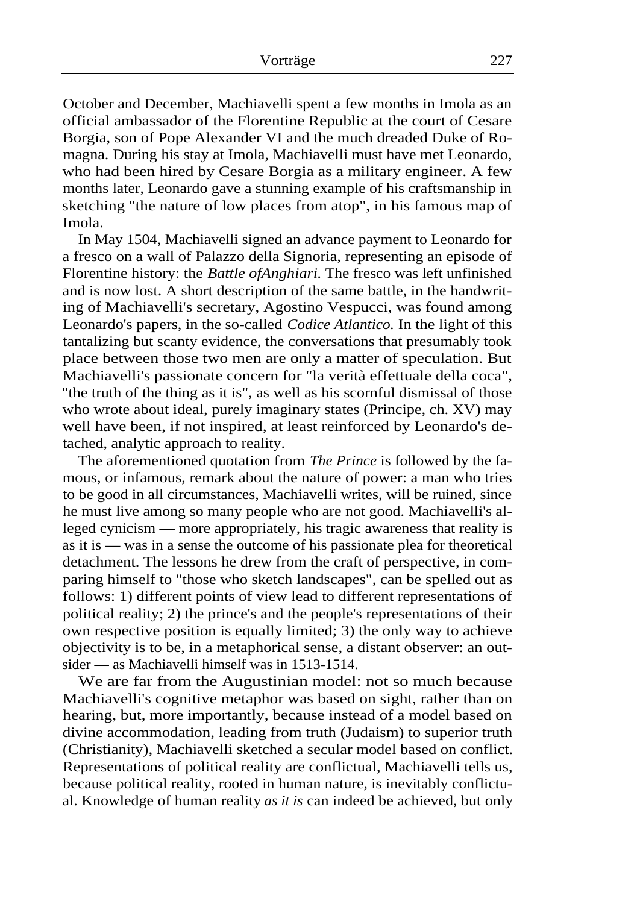October and December, Machiavelli spent a few months in Imola as an official ambassador of the Florentine Republic at the court of Cesare Borgia, son of Pope Alexander VI and the much dreaded Duke of Romagna. During his stay at Imola, Machiavelli must have met Leonardo, who had been hired by Cesare Borgia as a military engineer. A few months later, Leonardo gave a stunning example of his craftsmanship in sketching "the nature of low places from atop", in his famous map of Imola.

In May 1504, Machiavelli signed an advance payment to Leonardo for a fresco on a wall of Palazzo della Signoria, representing an episode of Florentine history: the *Battle ofAnghiari.* The fresco was left unfinished and is now lost. A short description of the same battle, in the handwriting of Machiavelli's secretary, Agostino Vespucci, was found among Leonardo's papers, in the so-called *Codice Atlantico.* In the light of this tantalizing but scanty evidence, the conversations that presumably took place between those two men are only a matter of speculation. But Machiavelli's passionate concern for "la verità effettuale della coca", "the truth of the thing as it is", as well as his scornful dismissal of those who wrote about ideal, purely imaginary states (Principe, ch. XV) may well have been, if not inspired, at least reinforced by Leonardo's detached, analytic approach to reality.

The aforementioned quotation from *The Prince* is followed by the famous, or infamous, remark about the nature of power: a man who tries to be good in all circumstances, Machiavelli writes, will be ruined, since he must live among so many people who are not good. Machiavelli's alleged cynicism — more appropriately, his tragic awareness that reality is as it is — was in a sense the outcome of his passionate plea for theoretical detachment. The lessons he drew from the craft of perspective, in comparing himself to "those who sketch landscapes", can be spelled out as follows: 1) different points of view lead to different representations of political reality; 2) the prince's and the people's representations of their own respective position is equally limited; 3) the only way to achieve objectivity is to be, in a metaphorical sense, a distant observer: an outsider — as Machiavelli himself was in 1513-1514.

We are far from the Augustinian model: not so much because Machiavelli's cognitive metaphor was based on sight, rather than on hearing, but, more importantly, because instead of a model based on divine accommodation, leading from truth (Judaism) to superior truth (Christianity), Machiavelli sketched a secular model based on conflict. Representations of political reality are conflictual, Machiavelli tells us, because political reality, rooted in human nature, is inevitably conflictual. Knowledge of human reality *as it is* can indeed be achieved, but only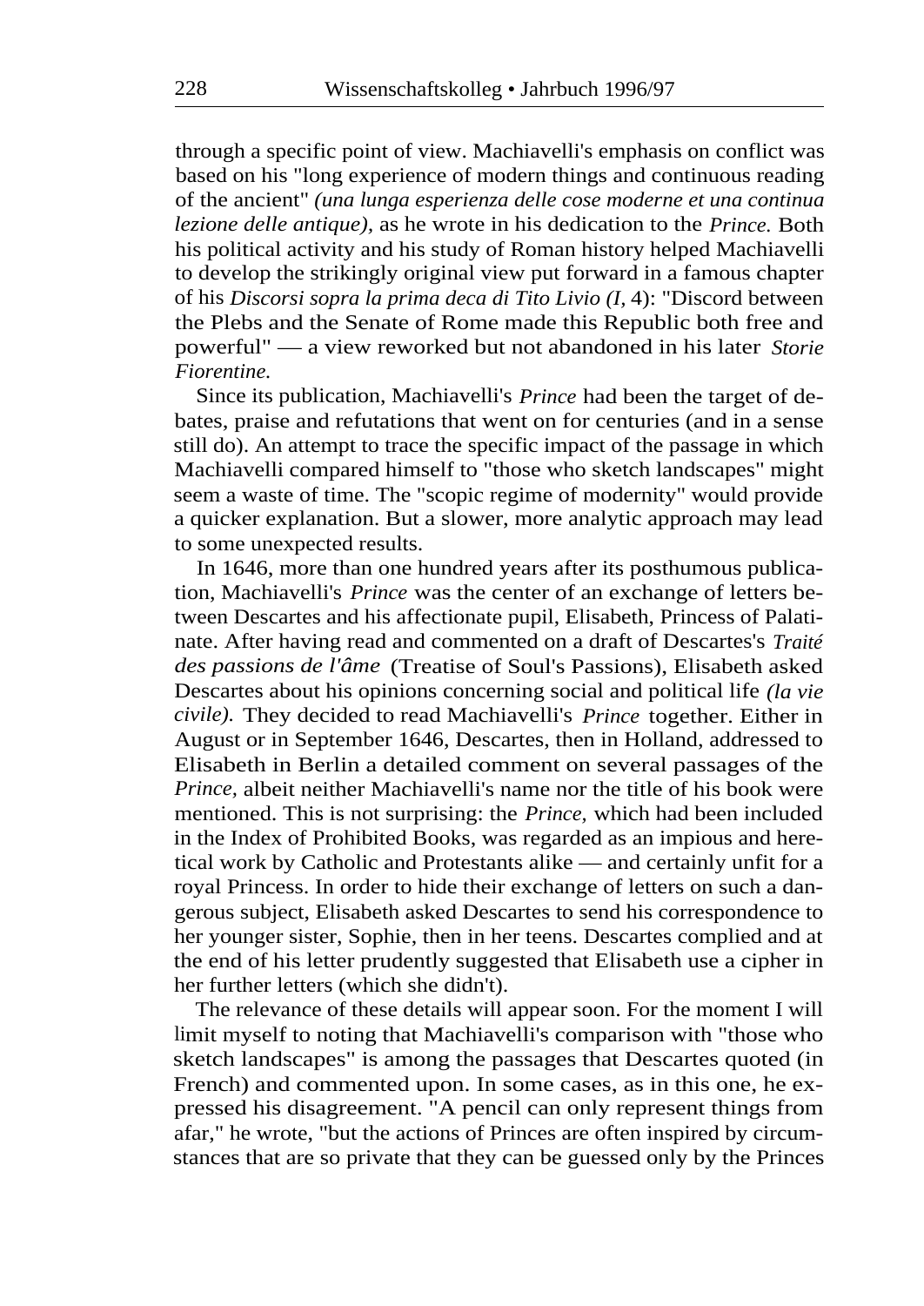through a specific point of view. Machiavelli's emphasis on conflict was based on his "long experience of modern things and continuous reading of the ancient" *(una lunga esperienza delle cose moderne et una continua lezione delle antique),* as he wrote in his dedication to the *Prince.* Both his political activity and his study of Roman history helped Machiavelli to develop the strikingly original view put forward in a famous chapter of his *Discorsi sopra la prima deca di Tito Livio (I,* 4): "Discord between the Plebs and the Senate of Rome made this Republic both free and powerful" — a view reworked but not abandoned in his later *Storie Fiorentine.*

Since its publication, Machiavelli's *Prince* had been the target of debates, praise and refutations that went on for centuries (and in a sense still do). An attempt to trace the specific impact of the passage in which Machiavelli compared himself to "those who sketch landscapes" might seem a waste of time. The "scopic regime of modernity" would provide a quicker explanation. But a slower, more analytic approach may lead to some unexpected results.

In 1646, more than one hundred years after its posthumous publication, Machiavelli's *Prince* was the center of an exchange of letters between Descartes and his affectionate pupil, Elisabeth, Princess of Palatinate. After having read and commented on a draft of Descartes's *Traité des passions de l'âme* (Treatise of Soul's Passions), Elisabeth asked Descartes about his opinions concerning social and political life *(la vie civile).* They decided to read Machiavelli's *Prince* together. Either in August or in September 1646, Descartes, then in Holland, addressed to Elisabeth in Berlin a detailed comment on several passages of the *Prince,* albeit neither Machiavelli's name nor the title of his book were mentioned. This is not surprising: the *Prince,* which had been included in the Index of Prohibited Books, was regarded as an impious and heretical work by Catholic and Protestants alike — and certainly unfit for a royal Princess. In order to hide their exchange of letters on such a dangerous subject, Elisabeth asked Descartes to send his correspondence to her younger sister, Sophie, then in her teens. Descartes complied and at the end of his letter prudently suggested that Elisabeth use a cipher in her further letters (which she didn't).

The relevance of these details will appear soon. For the moment I will limit myself to noting that Machiavelli's comparison with "those who sketch landscapes" is among the passages that Descartes quoted (in French) and commented upon. In some cases, as in this one, he expressed his disagreement. "A pencil can only represent things from afar," he wrote, "but the actions of Princes are often inspired by circumstances that are so private that they can be guessed only by the Princes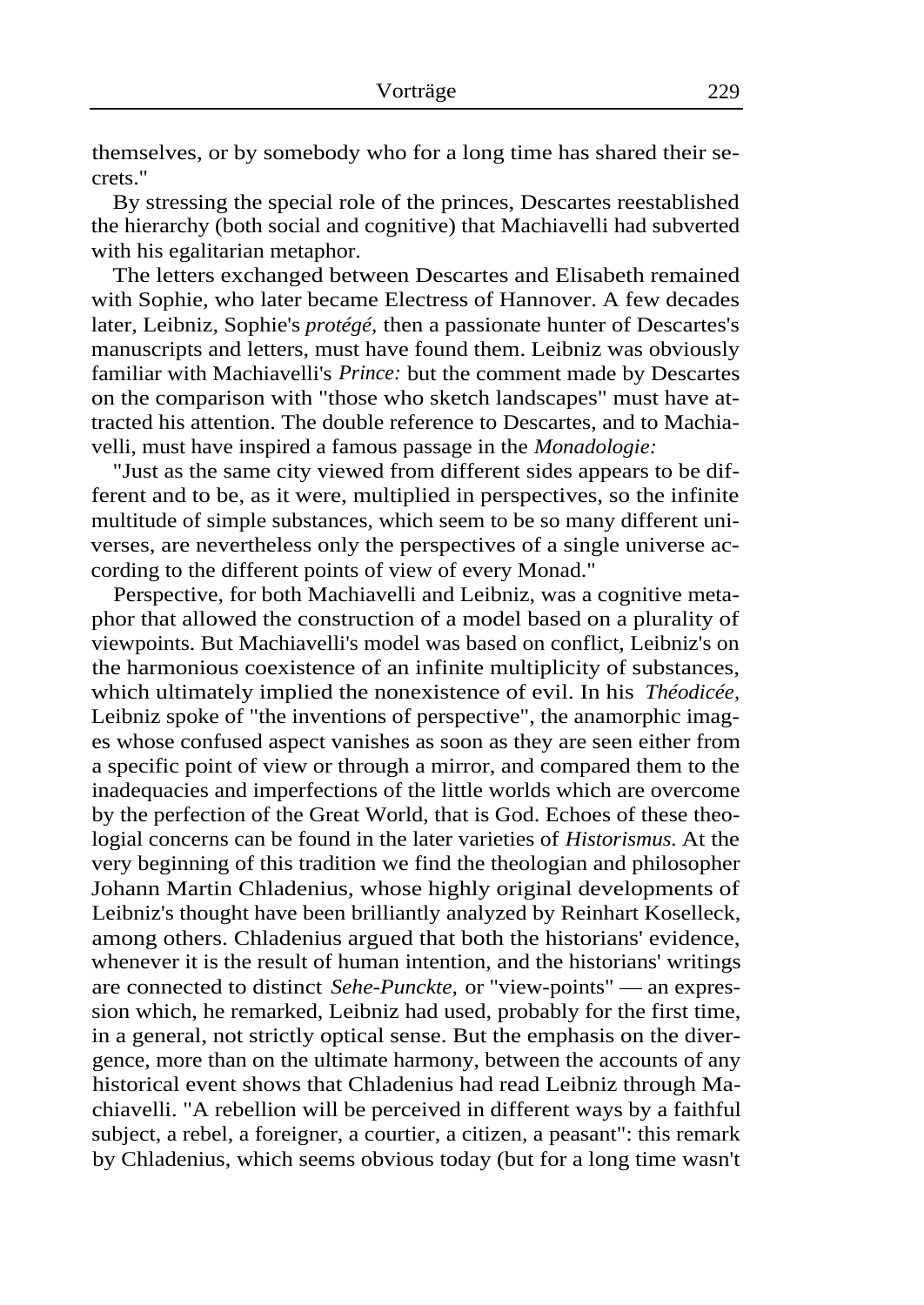themselves, or by somebody who for a long time has shared their secrets."

By stressing the special role of the princes, Descartes reestablished the hierarchy (both social and cognitive) that Machiavelli had subverted with his egalitarian metaphor.

The letters exchanged between Descartes and Elisabeth remained with Sophie, who later became Electress of Hannover. A few decades later, Leibniz, Sophie's *protégé,* then a passionate hunter of Descartes's manuscripts and letters, must have found them. Leibniz was obviously familiar with Machiavelli's *Prince:* but the comment made by Descartes on the comparison with "those who sketch landscapes" must have attracted his attention. The double reference to Descartes, and to Machiavelli, must have inspired a famous passage in the *Monadologie:*

"Just as the same city viewed from different sides appears to be different and to be, as it were, multiplied in perspectives, so the infinite multitude of simple substances, which seem to be so many different universes, are nevertheless only the perspectives of a single universe according to the different points of view of every Monad."

Perspective, for both Machiavelli and Leibniz, was a cognitive metaphor that allowed the construction of a model based on a plurality of viewpoints. But Machiavelli's model was based on conflict, Leibniz's on the harmonious coexistence of an infinite multiplicity of substances, which ultimately implied the nonexistence of evil. In his *Théodicée,* Leibniz spoke of "the inventions of perspective", the anamorphic images whose confused aspect vanishes as soon as they are seen either from a specific point of view or through a mirror, and compared them to the inadequacies and imperfections of the little worlds which are overcome by the perfection of the Great World, that is God. Echoes of these theologial concerns can be found in the later varieties of *Historismus.* At the very beginning of this tradition we find the theologian and philosopher Johann Martin Chladenius, whose highly original developments of Leibniz's thought have been brilliantly analyzed by Reinhart Koselleck, among others. Chladenius argued that both the historians' evidence, whenever it is the result of human intention, and the historians' writings are connected to distinct *Sehe-Punckte,* or "view-points" — an expression which, he remarked, Leibniz had used, probably for the first time, in a general, not strictly optical sense. But the emphasis on the divergence, more than on the ultimate harmony, between the accounts of any historical event shows that Chladenius had read Leibniz through Machiavelli. "A rebellion will be perceived in different ways by a faithful subject, a rebel, a foreigner, a courtier, a citizen, a peasant": this remark by Chladenius, which seems obvious today (but for a long time wasn't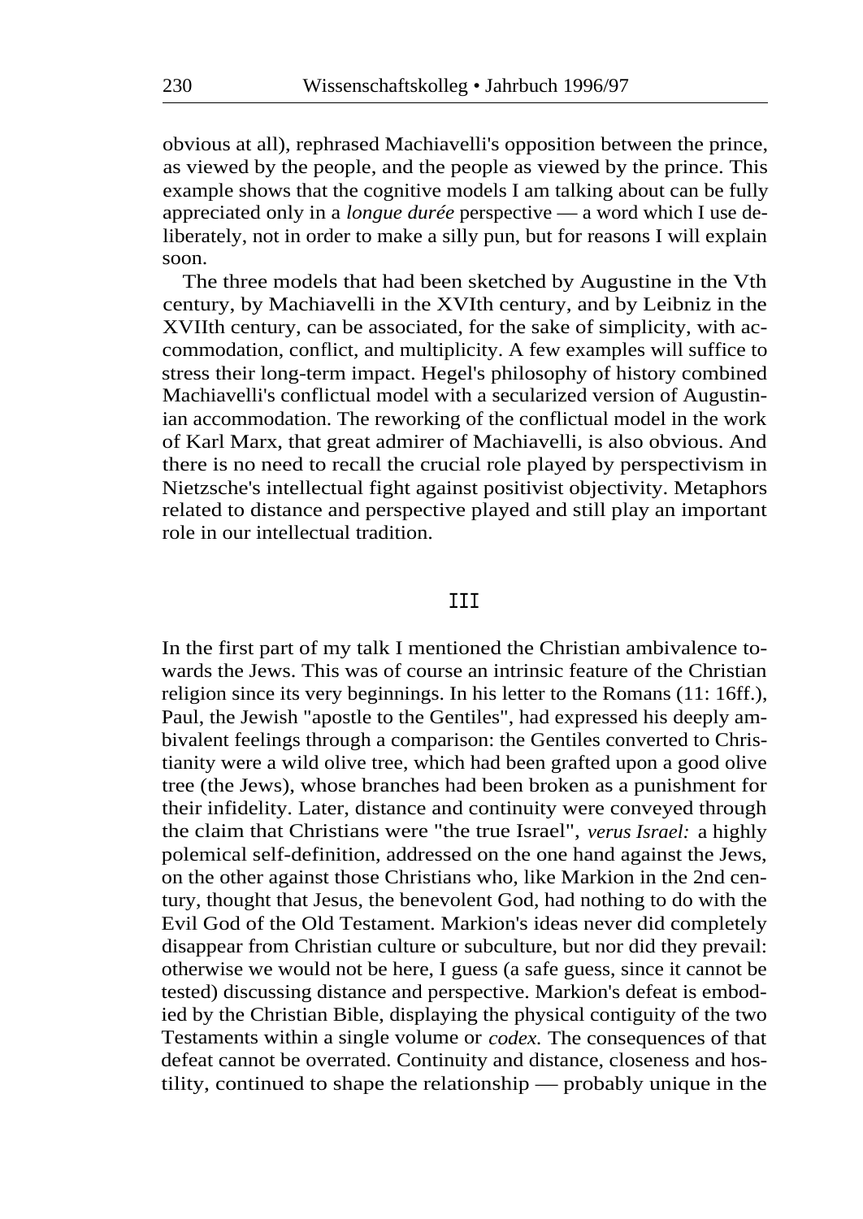obvious at all), rephrased Machiavelli's opposition between the prince, as viewed by the people, and the people as viewed by the prince. This example shows that the cognitive models I am talking about can be fully appreciated only in a *longue durée* perspective — a word which I use deliberately, not in order to make a silly pun, but for reasons I will explain soon.

The three models that had been sketched by Augustine in the Vth century, by Machiavelli in the XVIth century, and by Leibniz in the XVIIth century, can be associated, for the sake of simplicity, with accommodation, conflict, and multiplicity. A few examples will suffice to stress their long-term impact. Hegel's philosophy of history combined Machiavelli's conflictual model with a secularized version of Augustinian accommodation. The reworking of the conflictual model in the work of Karl Marx, that great admirer of Machiavelli, is also obvious. And there is no need to recall the crucial role played by perspectivism in Nietzsche's intellectual fight against positivist objectivity. Metaphors related to distance and perspective played and still play an important role in our intellectual tradition.

## III

In the first part of my talk I mentioned the Christian ambivalence towards the Jews. This was of course an intrinsic feature of the Christian religion since its very beginnings. In his letter to the Romans (11: 16ff.), Paul, the Jewish "apostle to the Gentiles", had expressed his deeply ambivalent feelings through a comparison: the Gentiles converted to Christianity were a wild olive tree, which had been grafted upon a good olive tree (the Jews), whose branches had been broken as a punishment for their infidelity. Later, distance and continuity were conveyed through the claim that Christians were "the true Israel", *verus Israel:* a highly polemical self-definition, addressed on the one hand against the Jews, on the other against those Christians who, like Markion in the 2nd century, thought that Jesus, the benevolent God, had nothing to do with the Evil God of the Old Testament. Markion's ideas never did completely disappear from Christian culture or subculture, but nor did they prevail: otherwise we would not be here, I guess (a safe guess, since it cannot be tested) discussing distance and perspective. Markion's defeat is embodied by the Christian Bible, displaying the physical contiguity of the two Testaments within a single volume or *codex.* The consequences of that defeat cannot be overrated. Continuity and distance, closeness and hostility, continued to shape the relationship — probably unique in the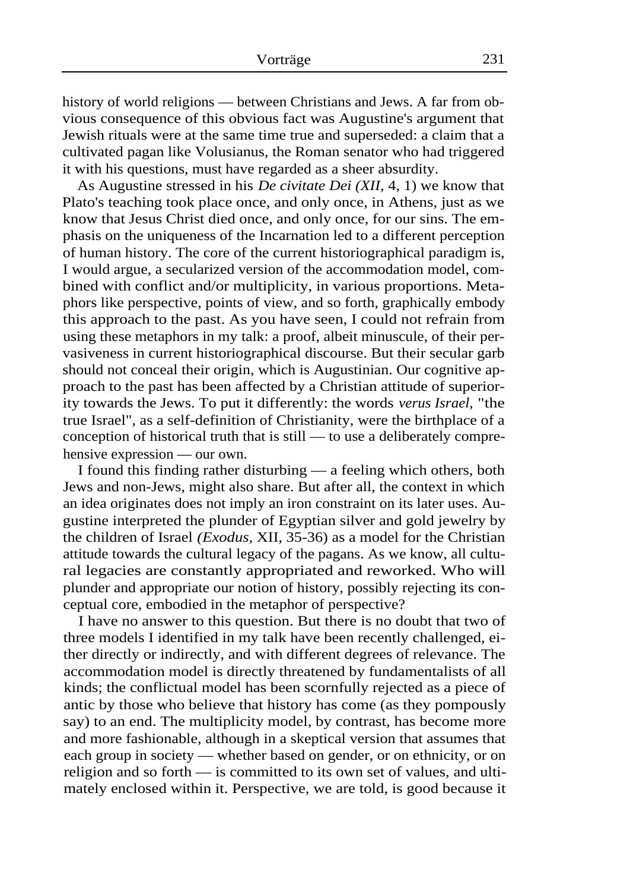history of world religions — between Christians and Jews. A far from obvious consequence of this obvious fact was Augustine's argument that Jewish rituals were at the same time true and superseded: a claim that a cultivated pagan like Volusianus, the Roman senator who had triggered it with his questions, must have regarded as a sheer absurdity.

As Augustine stressed in his *De civitate Dei (XII,* 4, 1) we know that Plato's teaching took place once, and only once, in Athens, just as we know that Jesus Christ died once, and only once, for our sins. The emphasis on the uniqueness of the Incarnation led to a different perception of human history. The core of the current historiographical paradigm is, I would argue, a secularized version of the accommodation model, combined with conflict and/or multiplicity, in various proportions. Metaphors like perspective, points of view, and so forth, graphically embody this approach to the past. As you have seen, I could not refrain from using these metaphors in my talk: a proof, albeit minuscule, of their pervasiveness in current historiographical discourse. But their secular garb should not conceal their origin, which is Augustinian. Our cognitive approach to the past has been affected by a Christian attitude of superiority towards the Jews. To put it differently: the words *verus Israel,* "the true Israel", as a self-definition of Christianity, were the birthplace of a conception of historical truth that is still — to use a deliberately comprehensive expression — our own.

I found this finding rather disturbing — a feeling which others, both Jews and non-Jews, might also share. But after all, the context in which an idea originates does not imply an iron constraint on its later uses. Augustine interpreted the plunder of Egyptian silver and gold jewelry by the children of Israel *(Exodus,* XII, 35-36) as a model for the Christian attitude towards the cultural legacy of the pagans. As we know, all cultural legacies are constantly appropriated and reworked. Who will plunder and appropriate our notion of history, possibly rejecting its conceptual core, embodied in the metaphor of perspective?

I have no answer to this question. But there is no doubt that two of three models I identified in my talk have been recently challenged, either directly or indirectly, and with different degrees of relevance. The accommodation model is directly threatened by fundamentalists of all kinds; the conflictual model has been scornfully rejected as a piece of antic by those who believe that history has come (as they pompously say) to an end. The multiplicity model, by contrast, has become more and more fashionable, although in a skeptical version that assumes that each group in society — whether based on gender, or on ethnicity, or on religion and so forth — is committed to its own set of values, and ultimately enclosed within it. Perspective, we are told, is good because it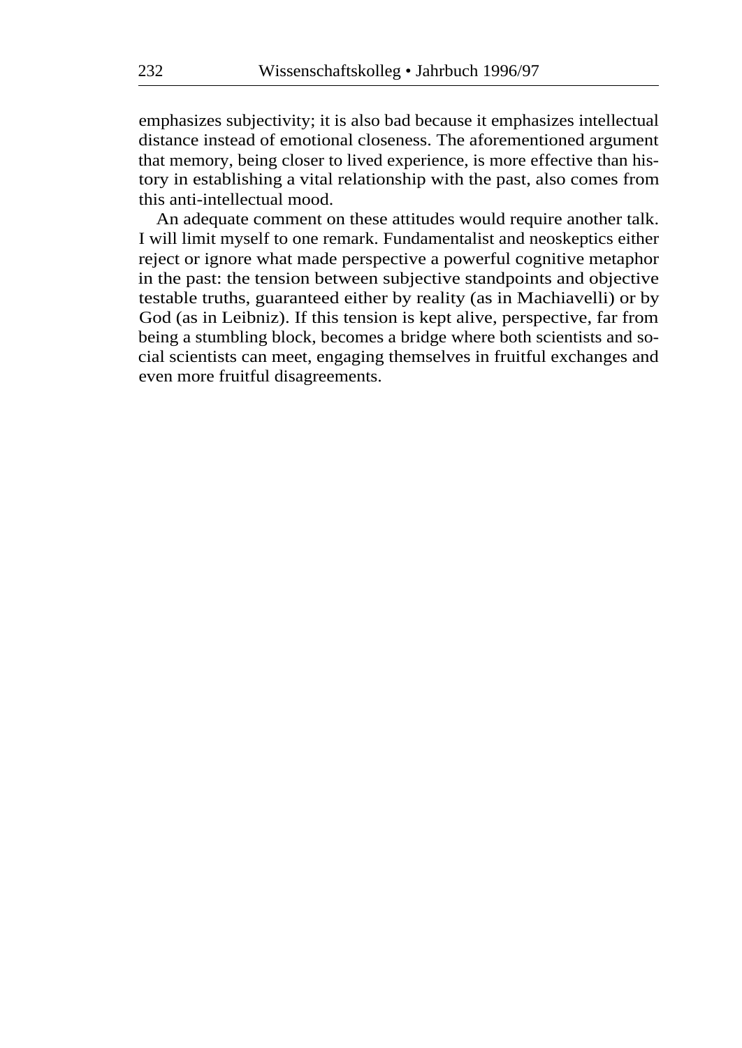emphasizes subjectivity; it is also bad because it emphasizes intellectual distance instead of emotional closeness. The aforementioned argument that memory, being closer to lived experience, is more effective than history in establishing a vital relationship with the past, also comes from this anti-intellectual mood.

An adequate comment on these attitudes would require another talk. I will limit myself to one remark. Fundamentalist and neoskeptics either reject or ignore what made perspective a powerful cognitive metaphor in the past: the tension between subjective standpoints and objective testable truths, guaranteed either by reality (as in Machiavelli) or by God (as in Leibniz). If this tension is kept alive, perspective, far from being a stumbling block, becomes a bridge where both scientists and social scientists can meet, engaging themselves in fruitful exchanges and even more fruitful disagreements.